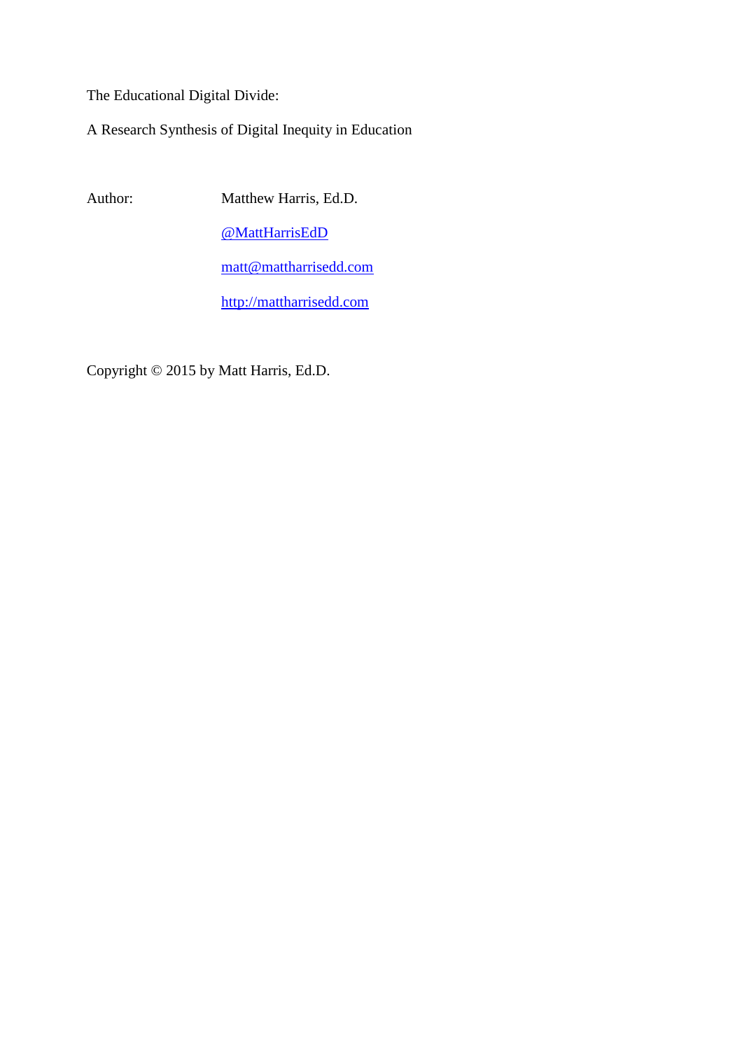The Educational Digital Divide:

A Research Synthesis of Digital Inequity in Education

Author: Matthew Harris, Ed.D.

@MattHarrisEdD

matt@mattharrisedd.com

http://mattharrisedd.com

Copyright © 2015 by Matt Harris, Ed.D.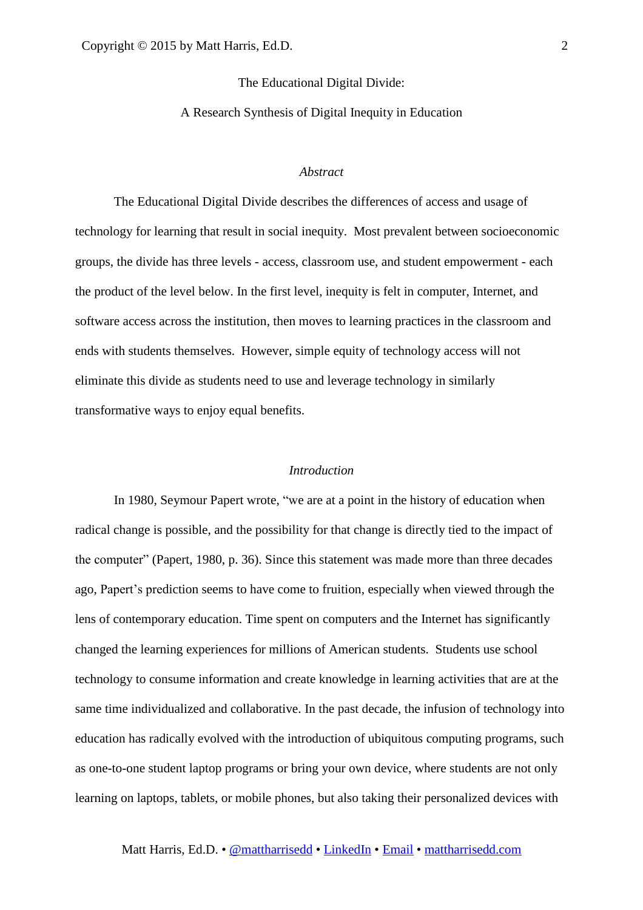# The Educational Digital Divide:

# A Research Synthesis of Digital Inequity in Education

## *Abstract*

The Educational Digital Divide describes the differences of access and usage of technology for learning that result in social inequity. Most prevalent between socioeconomic groups, the divide has three levels - access, classroom use, and student empowerment - each the product of the level below. In the first level, inequity is felt in computer, Internet, and software access across the institution, then moves to learning practices in the classroom and ends with students themselves. However, simple equity of technology access will not eliminate this divide as students need to use and leverage technology in similarly transformative ways to enjoy equal benefits.

## *Introduction*

In 1980, Seymour Papert wrote, "we are at a point in the history of education when radical change is possible, and the possibility for that change is directly tied to the impact of the computer" (Papert, 1980, p. 36). Since this statement was made more than three decades ago, Papert's prediction seems to have come to fruition, especially when viewed through the lens of contemporary education. Time spent on computers and the Internet has significantly changed the learning experiences for millions of American students. Students use school technology to consume information and create knowledge in learning activities that are at the same time individualized and collaborative. In the past decade, the infusion of technology into education has radically evolved with the introduction of ubiquitous computing programs, such as one-to-one student laptop programs or bring your own device, where students are not only learning on laptops, tablets, or mobile phones, but also taking their personalized devices with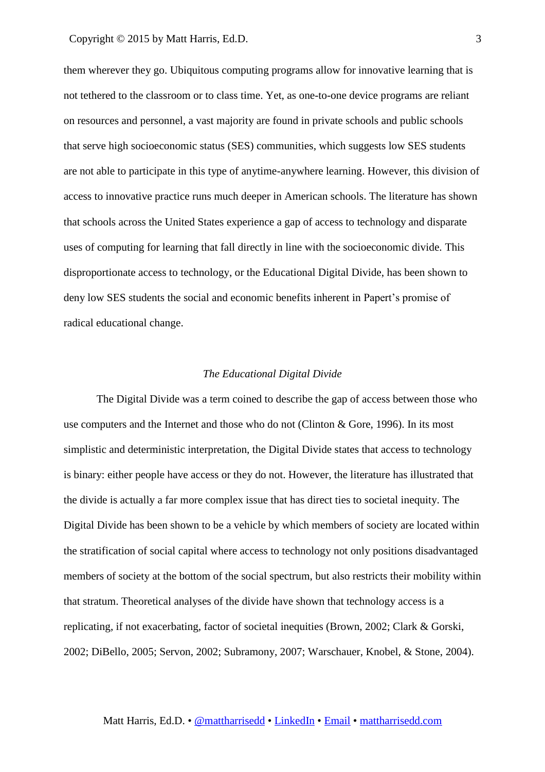them wherever they go. Ubiquitous computing programs allow for innovative learning that is not tethered to the classroom or to class time. Yet, as one-to-one device programs are reliant on resources and personnel, a vast majority are found in private schools and public schools that serve high socioeconomic status (SES) communities, which suggests low SES students are not able to participate in this type of anytime-anywhere learning. However, this division of access to innovative practice runs much deeper in American schools. The literature has shown that schools across the United States experience a gap of access to technology and disparate uses of computing for learning that fall directly in line with the socioeconomic divide. This disproportionate access to technology, or the Educational Digital Divide, has been shown to deny low SES students the social and economic benefits inherent in Papert's promise of radical educational change.

## *The Educational Digital Divide*

The Digital Divide was a term coined to describe the gap of access between those who use computers and the Internet and those who do not (Clinton & Gore, 1996). In its most simplistic and deterministic interpretation, the Digital Divide states that access to technology is binary: either people have access or they do not. However, the literature has illustrated that the divide is actually a far more complex issue that has direct ties to societal inequity. The Digital Divide has been shown to be a vehicle by which members of society are located within the stratification of social capital where access to technology not only positions disadvantaged members of society at the bottom of the social spectrum, but also restricts their mobility within that stratum. Theoretical analyses of the divide have shown that technology access is a replicating, if not exacerbating, factor of societal inequities (Brown, 2002; Clark & Gorski, 2002; DiBello, 2005; Servon, 2002; Subramony, 2007; Warschauer, Knobel, & Stone, 2004).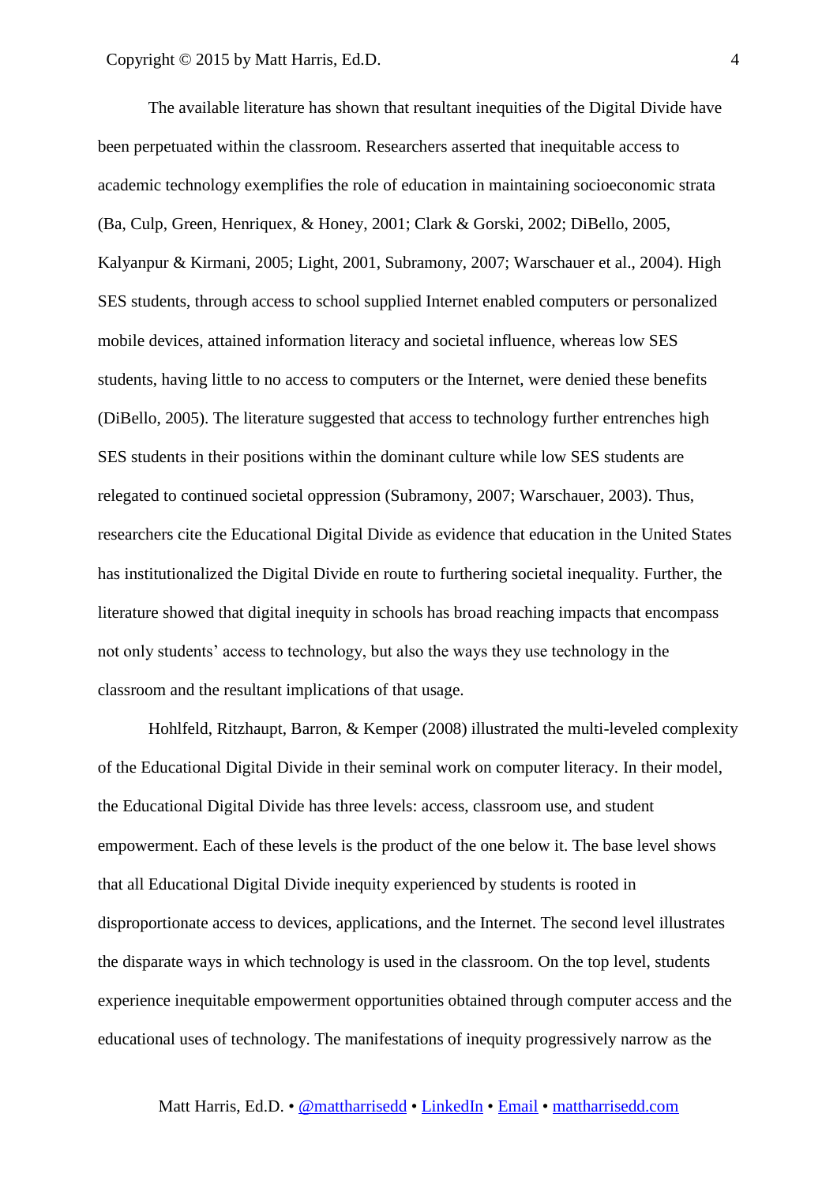The available literature has shown that resultant inequities of the Digital Divide have been perpetuated within the classroom. Researchers asserted that inequitable access to academic technology exemplifies the role of education in maintaining socioeconomic strata (Ba, Culp, Green, Henriquex, & Honey, 2001; Clark & Gorski, 2002; DiBello, 2005, Kalyanpur & Kirmani, 2005; Light, 2001, Subramony, 2007; Warschauer et al., 2004). High SES students, through access to school supplied Internet enabled computers or personalized mobile devices, attained information literacy and societal influence, whereas low SES students, having little to no access to computers or the Internet, were denied these benefits (DiBello, 2005). The literature suggested that access to technology further entrenches high SES students in their positions within the dominant culture while low SES students are relegated to continued societal oppression (Subramony, 2007; Warschauer, 2003). Thus, researchers cite the Educational Digital Divide as evidence that education in the United States has institutionalized the Digital Divide en route to furthering societal inequality. Further, the literature showed that digital inequity in schools has broad reaching impacts that encompass not only students' access to technology, but also the ways they use technology in the classroom and the resultant implications of that usage.

Hohlfeld, Ritzhaupt, Barron, & Kemper (2008) illustrated the multi-leveled complexity of the Educational Digital Divide in their seminal work on computer literacy. In their model, the Educational Digital Divide has three levels: access, classroom use, and student empowerment. Each of these levels is the product of the one below it. The base level shows that all Educational Digital Divide inequity experienced by students is rooted in disproportionate access to devices, applications, and the Internet. The second level illustrates the disparate ways in which technology is used in the classroom. On the top level, students experience inequitable empowerment opportunities obtained through computer access and the educational uses of technology. The manifestations of inequity progressively narrow as the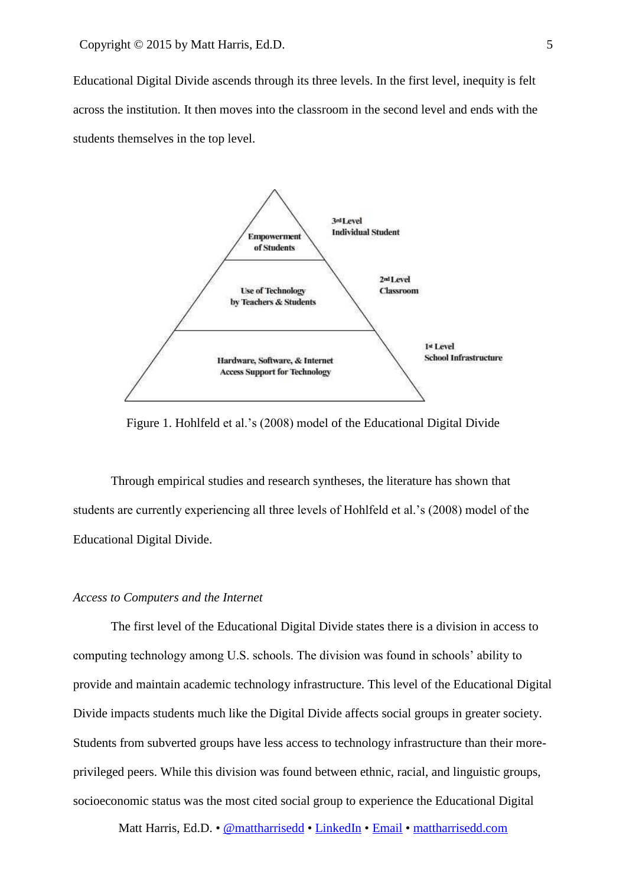Educational Digital Divide ascends through its three levels. In the first level, inequity is felt across the institution. It then moves into the classroom in the second level and ends with the students themselves in the top level.

| Level | Pyramid tier |
|---|---|
| 3rd Level Individual Student | Empowerment of Students |
| 2nd Level Classroom | Use of Technology by Teachers & Students |
| 1st Level School Infrastructure | Hardware, Software, & Internet Access Support for Technology |

Figure 1. Hohlfeld et al.'s (2008) model of the Educational Digital Divide

Through empirical studies and research syntheses, the literature has shown that students are currently experiencing all three levels of Hohlfeld et al.'s (2008) model of the Educational Digital Divide.

*Access to Computers and the Internet*

The first level of the Educational Digital Divide states there is a division in access to computing technology among U.S. schools. The division was found in schools' ability to provide and maintain academic technology infrastructure. This level of the Educational Digital Divide impacts students much like the Digital Divide affects social groups in greater society. Students from subverted groups have less access to technology infrastructure than their more-privileged peers. While this division was found between ethnic, racial, and linguistic groups, socioeconomic status was the most cited social group to experience the Educational Digital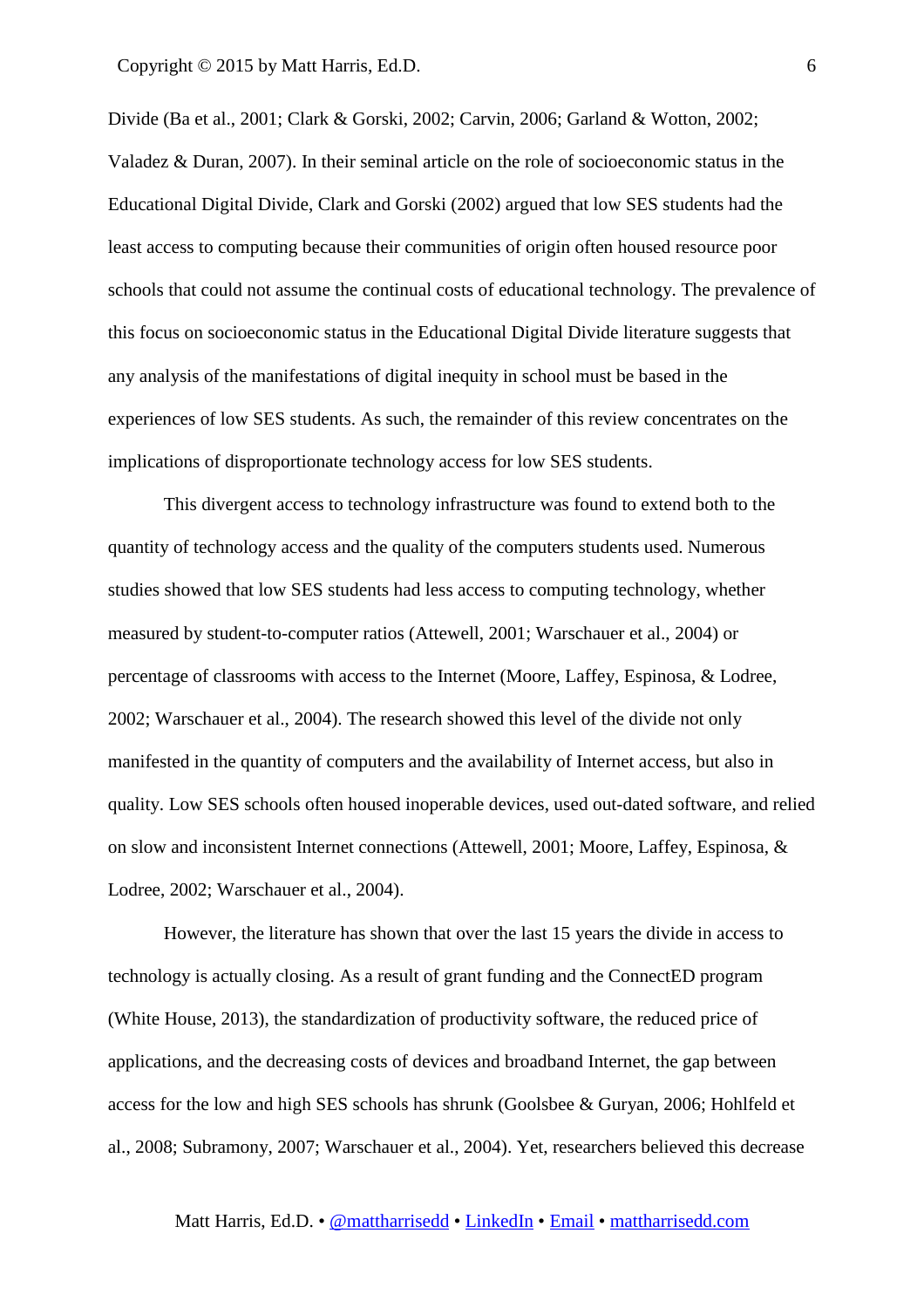Divide (Ba et al., 2001; Clark & Gorski, 2002; Carvin, 2006; Garland & Wotton, 2002; Valadez & Duran, 2007). In their seminal article on the role of socioeconomic status in the Educational Digital Divide, Clark and Gorski (2002) argued that low SES students had the least access to computing because their communities of origin often housed resource poor schools that could not assume the continual costs of educational technology. The prevalence of this focus on socioeconomic status in the Educational Digital Divide literature suggests that any analysis of the manifestations of digital inequity in school must be based in the experiences of low SES students. As such, the remainder of this review concentrates on the implications of disproportionate technology access for low SES students.

This divergent access to technology infrastructure was found to extend both to the quantity of technology access and the quality of the computers students used. Numerous studies showed that low SES students had less access to computing technology, whether measured by student-to-computer ratios (Attewell, 2001; Warschauer et al., 2004) or percentage of classrooms with access to the Internet (Moore, Laffey, Espinosa, & Lodree, 2002; Warschauer et al., 2004). The research showed this level of the divide not only manifested in the quantity of computers and the availability of Internet access, but also in quality. Low SES schools often housed inoperable devices, used out-dated software, and relied on slow and inconsistent Internet connections (Attewell, 2001; Moore, Laffey, Espinosa, & Lodree, 2002; Warschauer et al., 2004).

However, the literature has shown that over the last 15 years the divide in access to technology is actually closing. As a result of grant funding and the ConnectED program (White House, 2013), the standardization of productivity software, the reduced price of applications, and the decreasing costs of devices and broadband Internet, the gap between access for the low and high SES schools has shrunk (Goolsbee & Guryan, 2006; Hohlfeld et al., 2008; Subramony, 2007; Warschauer et al., 2004). Yet, researchers believed this decrease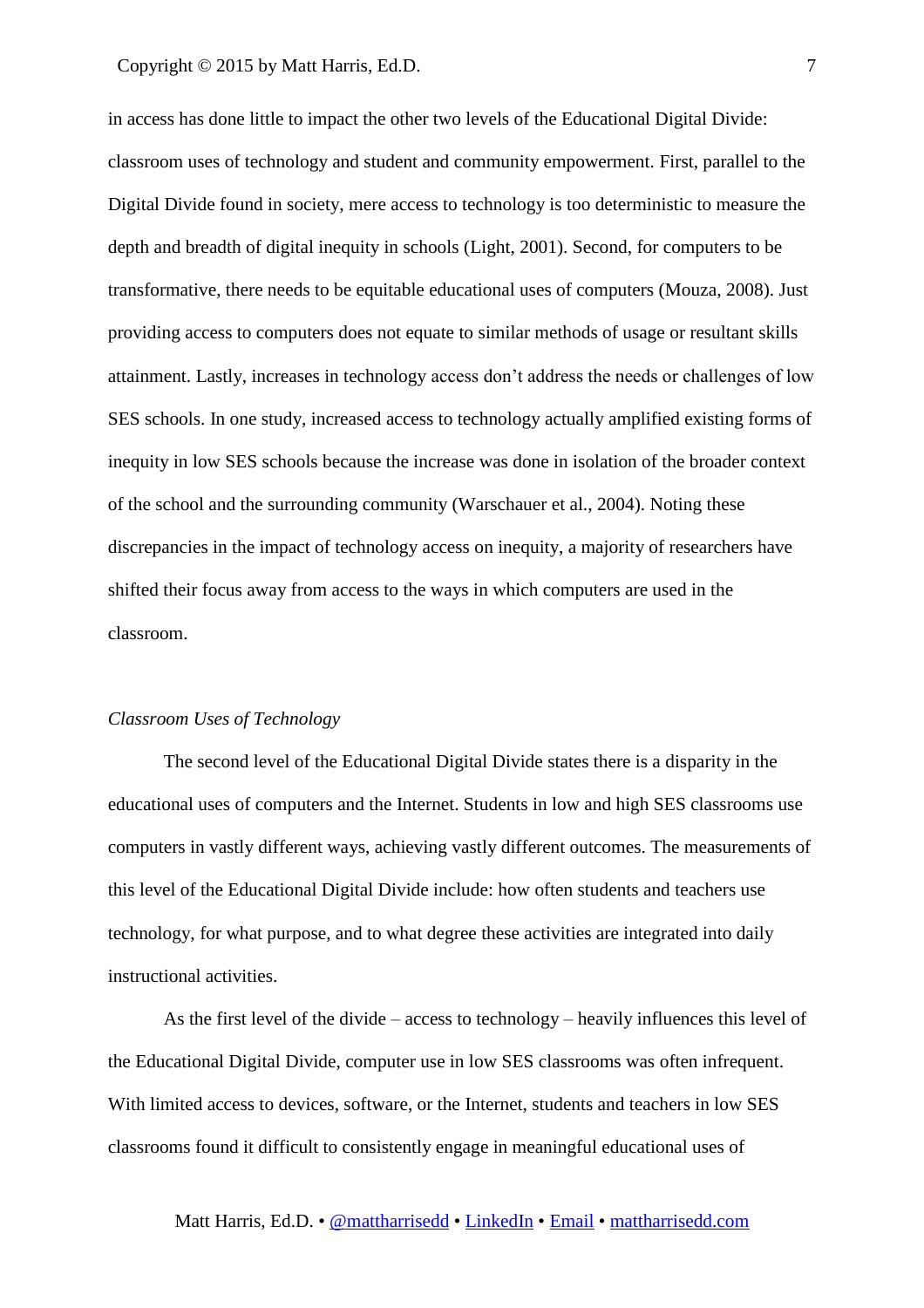in access has done little to impact the other two levels of the Educational Digital Divide: classroom uses of technology and student and community empowerment. First, parallel to the Digital Divide found in society, mere access to technology is too deterministic to measure the depth and breadth of digital inequity in schools (Light, 2001). Second, for computers to be transformative, there needs to be equitable educational uses of computers (Mouza, 2008). Just providing access to computers does not equate to similar methods of usage or resultant skills attainment. Lastly, increases in technology access don't address the needs or challenges of low SES schools. In one study, increased access to technology actually amplified existing forms of inequity in low SES schools because the increase was done in isolation of the broader context of the school and the surrounding community (Warschauer et al., 2004). Noting these discrepancies in the impact of technology access on inequity, a majority of researchers have shifted their focus away from access to the ways in which computers are used in the classroom.

### *Classroom Uses of Technology*

The second level of the Educational Digital Divide states there is a disparity in the educational uses of computers and the Internet. Students in low and high SES classrooms use computers in vastly different ways, achieving vastly different outcomes. The measurements of this level of the Educational Digital Divide include: how often students and teachers use technology, for what purpose, and to what degree these activities are integrated into daily instructional activities.

As the first level of the divide – access to technology – heavily influences this level of the Educational Digital Divide, computer use in low SES classrooms was often infrequent. With limited access to devices, software, or the Internet, students and teachers in low SES classrooms found it difficult to consistently engage in meaningful educational uses of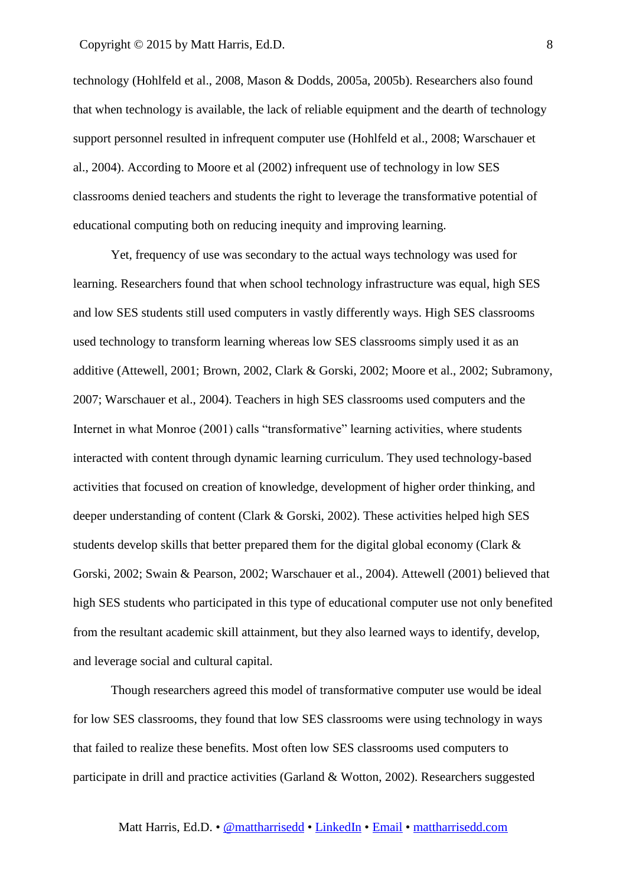technology (Hohlfeld et al., 2008, Mason & Dodds, 2005a, 2005b). Researchers also found that when technology is available, the lack of reliable equipment and the dearth of technology support personnel resulted in infrequent computer use (Hohlfeld et al., 2008; Warschauer et al., 2004). According to Moore et al (2002) infrequent use of technology in low SES classrooms denied teachers and students the right to leverage the transformative potential of educational computing both on reducing inequity and improving learning.

Yet, frequency of use was secondary to the actual ways technology was used for learning. Researchers found that when school technology infrastructure was equal, high SES and low SES students still used computers in vastly differently ways. High SES classrooms used technology to transform learning whereas low SES classrooms simply used it as an additive (Attewell, 2001; Brown, 2002, Clark & Gorski, 2002; Moore et al., 2002; Subramony, 2007; Warschauer et al., 2004). Teachers in high SES classrooms used computers and the Internet in what Monroe (2001) calls "transformative" learning activities, where students interacted with content through dynamic learning curriculum. They used technology-based activities that focused on creation of knowledge, development of higher order thinking, and deeper understanding of content (Clark & Gorski, 2002). These activities helped high SES students develop skills that better prepared them for the digital global economy (Clark & Gorski, 2002; Swain & Pearson, 2002; Warschauer et al., 2004). Attewell (2001) believed that high SES students who participated in this type of educational computer use not only benefited from the resultant academic skill attainment, but they also learned ways to identify, develop, and leverage social and cultural capital.

Though researchers agreed this model of transformative computer use would be ideal for low SES classrooms, they found that low SES classrooms were using technology in ways that failed to realize these benefits. Most often low SES classrooms used computers to participate in drill and practice activities (Garland & Wotton, 2002). Researchers suggested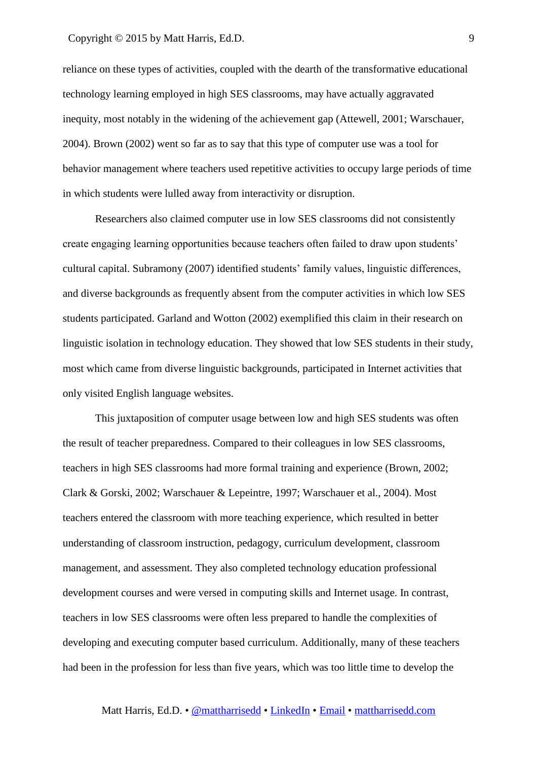reliance on these types of activities, coupled with the dearth of the transformative educational technology learning employed in high SES classrooms, may have actually aggravated inequity, most notably in the widening of the achievement gap (Attewell, 2001; Warschauer, 2004). Brown (2002) went so far as to say that this type of computer use was a tool for behavior management where teachers used repetitive activities to occupy large periods of time in which students were lulled away from interactivity or disruption.

Researchers also claimed computer use in low SES classrooms did not consistently create engaging learning opportunities because teachers often failed to draw upon students' cultural capital. Subramony (2007) identified students' family values, linguistic differences, and diverse backgrounds as frequently absent from the computer activities in which low SES students participated. Garland and Wotton (2002) exemplified this claim in their research on linguistic isolation in technology education. They showed that low SES students in their study, most which came from diverse linguistic backgrounds, participated in Internet activities that only visited English language websites.

This juxtaposition of computer usage between low and high SES students was often the result of teacher preparedness. Compared to their colleagues in low SES classrooms, teachers in high SES classrooms had more formal training and experience (Brown, 2002; Clark & Gorski, 2002; Warschauer & Lepeintre, 1997; Warschauer et al., 2004). Most teachers entered the classroom with more teaching experience, which resulted in better understanding of classroom instruction, pedagogy, curriculum development, classroom management, and assessment. They also completed technology education professional development courses and were versed in computing skills and Internet usage. In contrast, teachers in low SES classrooms were often less prepared to handle the complexities of developing and executing computer based curriculum. Additionally, many of these teachers had been in the profession for less than five years, which was too little time to develop the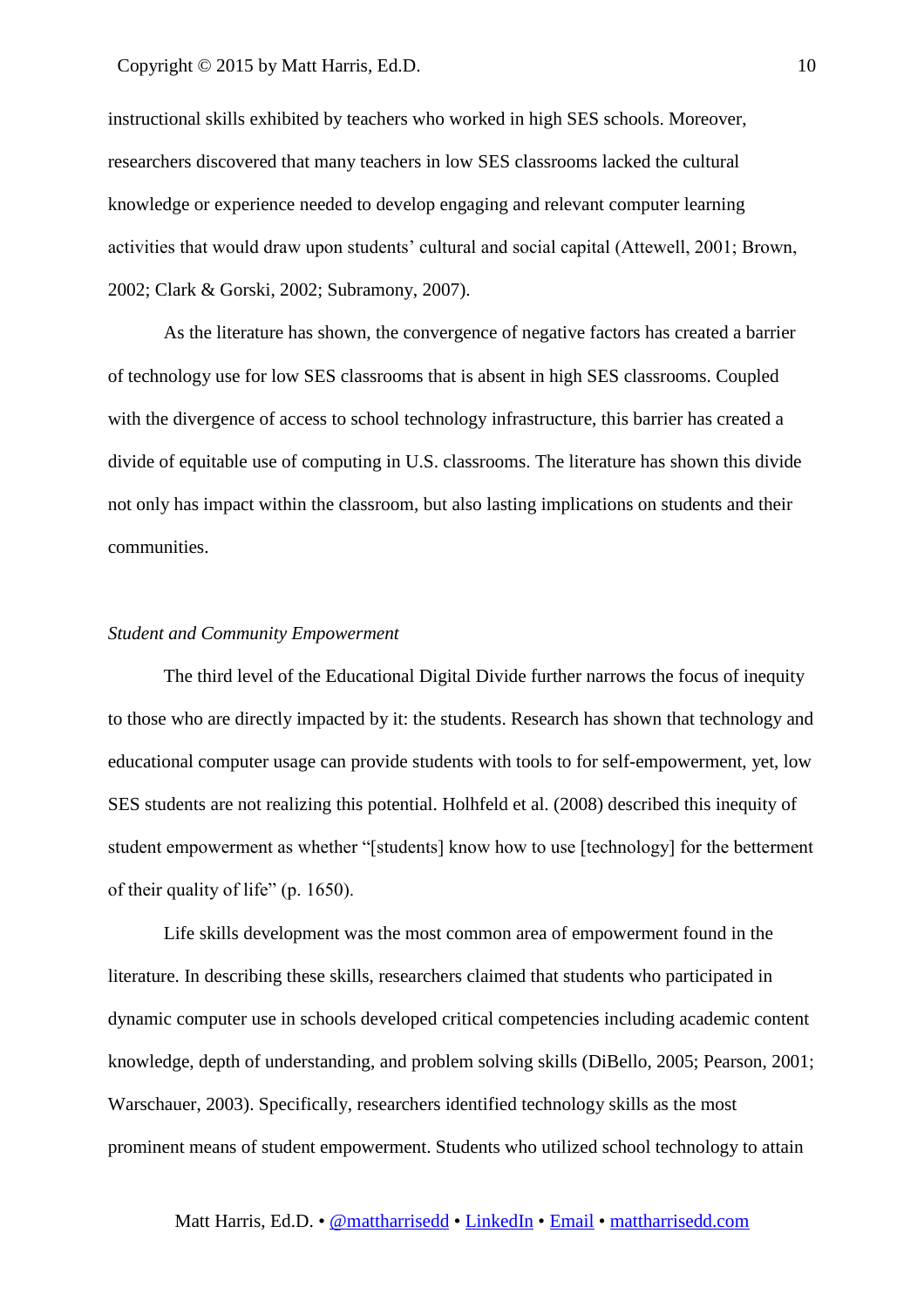instructional skills exhibited by teachers who worked in high SES schools. Moreover, researchers discovered that many teachers in low SES classrooms lacked the cultural knowledge or experience needed to develop engaging and relevant computer learning activities that would draw upon students' cultural and social capital (Attewell, 2001; Brown, 2002; Clark & Gorski, 2002; Subramony, 2007).

As the literature has shown, the convergence of negative factors has created a barrier of technology use for low SES classrooms that is absent in high SES classrooms. Coupled with the divergence of access to school technology infrastructure, this barrier has created a divide of equitable use of computing in U.S. classrooms. The literature has shown this divide not only has impact within the classroom, but also lasting implications on students and their communities.

*Student and Community Empowerment*

The third level of the Educational Digital Divide further narrows the focus of inequity to those who are directly impacted by it: the students. Research has shown that technology and educational computer usage can provide students with tools to for self-empowerment, yet, low SES students are not realizing this potential. Holhfeld et al. (2008) described this inequity of student empowerment as whether "[students] know how to use [technology] for the betterment of their quality of life" (p. 1650).

Life skills development was the most common area of empowerment found in the literature. In describing these skills, researchers claimed that students who participated in dynamic computer use in schools developed critical competencies including academic content knowledge, depth of understanding, and problem solving skills (DiBello, 2005; Pearson, 2001; Warschauer, 2003). Specifically, researchers identified technology skills as the most prominent means of student empowerment. Students who utilized school technology to attain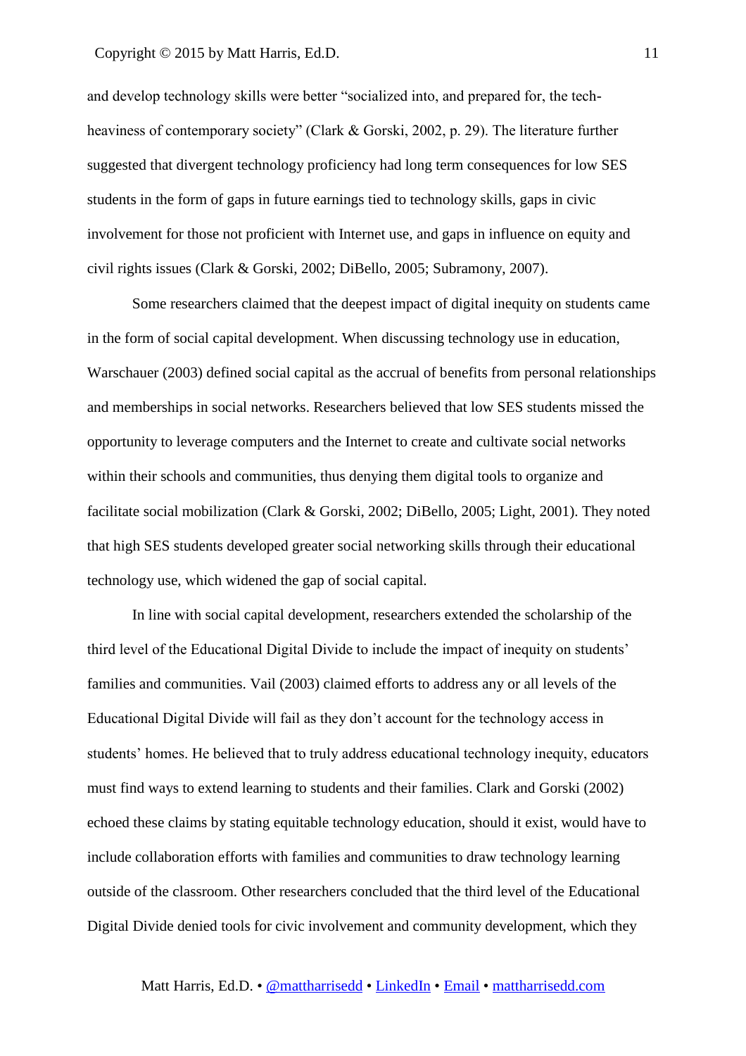and develop technology skills were better "socialized into, and prepared for, the tech-heaviness of contemporary society" (Clark & Gorski, 2002, p. 29). The literature further suggested that divergent technology proficiency had long term consequences for low SES students in the form of gaps in future earnings tied to technology skills, gaps in civic involvement for those not proficient with Internet use, and gaps in influence on equity and civil rights issues (Clark & Gorski, 2002; DiBello, 2005; Subramony, 2007).

Some researchers claimed that the deepest impact of digital inequity on students came in the form of social capital development. When discussing technology use in education, Warschauer (2003) defined social capital as the accrual of benefits from personal relationships and memberships in social networks. Researchers believed that low SES students missed the opportunity to leverage computers and the Internet to create and cultivate social networks within their schools and communities, thus denying them digital tools to organize and facilitate social mobilization (Clark & Gorski, 2002; DiBello, 2005; Light, 2001). They noted that high SES students developed greater social networking skills through their educational technology use, which widened the gap of social capital.

In line with social capital development, researchers extended the scholarship of the third level of the Educational Digital Divide to include the impact of inequity on students' families and communities. Vail (2003) claimed efforts to address any or all levels of the Educational Digital Divide will fail as they don't account for the technology access in students' homes. He believed that to truly address educational technology inequity, educators must find ways to extend learning to students and their families. Clark and Gorski (2002) echoed these claims by stating equitable technology education, should it exist, would have to include collaboration efforts with families and communities to draw technology learning outside of the classroom. Other researchers concluded that the third level of the Educational Digital Divide denied tools for civic involvement and community development, which they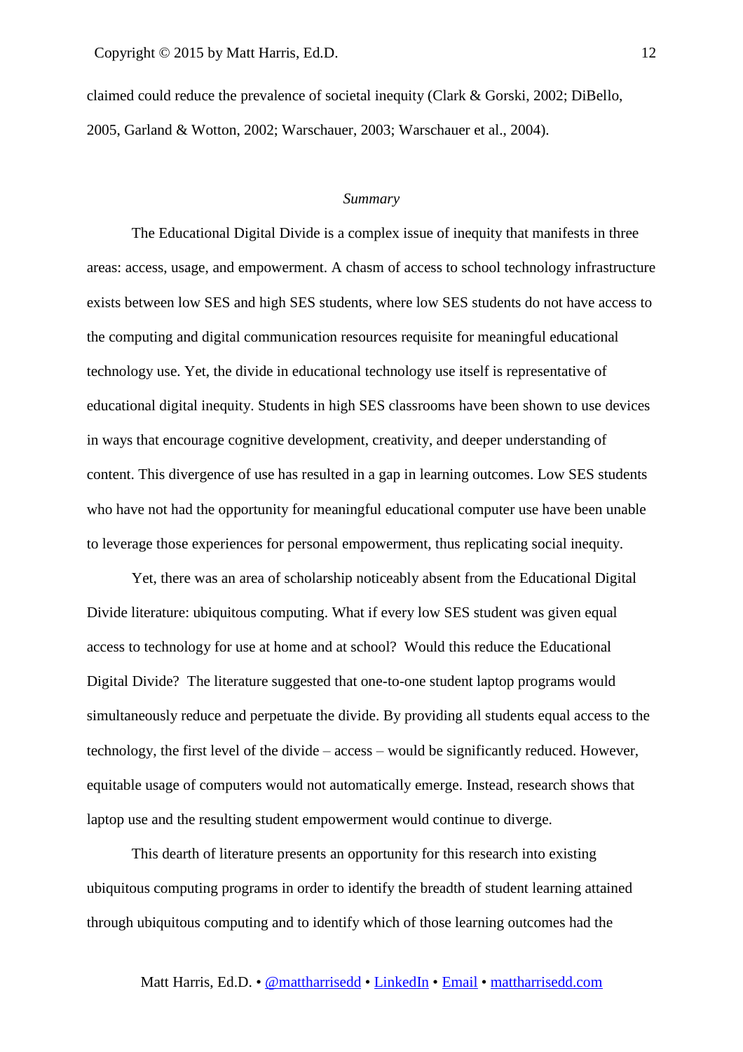claimed could reduce the prevalence of societal inequity (Clark & Gorski, 2002; DiBello, 2005, Garland & Wotton, 2002; Warschauer, 2003; Warschauer et al., 2004).

### *Summary*

The Educational Digital Divide is a complex issue of inequity that manifests in three areas: access, usage, and empowerment. A chasm of access to school technology infrastructure exists between low SES and high SES students, where low SES students do not have access to the computing and digital communication resources requisite for meaningful educational technology use. Yet, the divide in educational technology use itself is representative of educational digital inequity. Students in high SES classrooms have been shown to use devices in ways that encourage cognitive development, creativity, and deeper understanding of content. This divergence of use has resulted in a gap in learning outcomes. Low SES students who have not had the opportunity for meaningful educational computer use have been unable to leverage those experiences for personal empowerment, thus replicating social inequity.

Yet, there was an area of scholarship noticeably absent from the Educational Digital Divide literature: ubiquitous computing. What if every low SES student was given equal access to technology for use at home and at school? Would this reduce the Educational Digital Divide? The literature suggested that one-to-one student laptop programs would simultaneously reduce and perpetuate the divide. By providing all students equal access to the technology, the first level of the divide – access – would be significantly reduced. However, equitable usage of computers would not automatically emerge. Instead, research shows that laptop use and the resulting student empowerment would continue to diverge.

This dearth of literature presents an opportunity for this research into existing ubiquitous computing programs in order to identify the breadth of student learning attained through ubiquitous computing and to identify which of those learning outcomes had the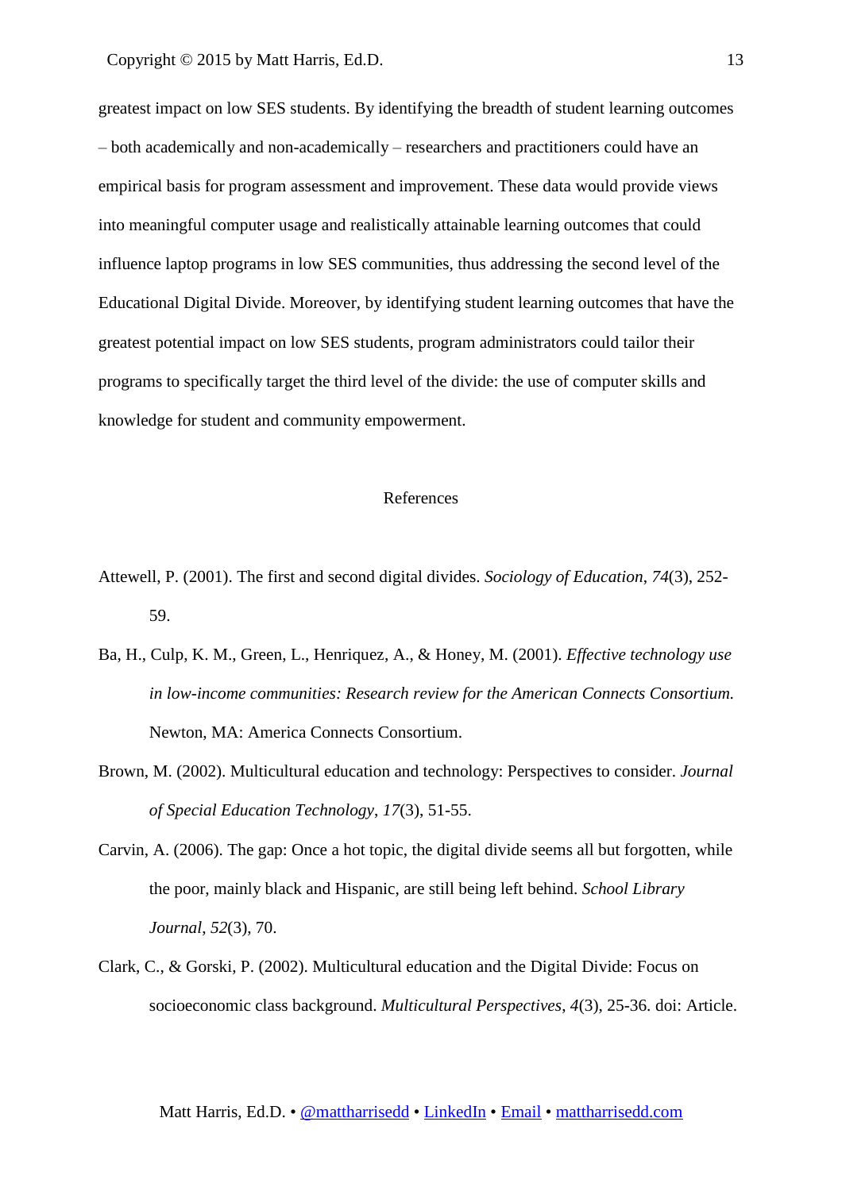greatest impact on low SES students. By identifying the breadth of student learning outcomes – both academically and non-academically – researchers and practitioners could have an empirical basis for program assessment and improvement. These data would provide views into meaningful computer usage and realistically attainable learning outcomes that could influence laptop programs in low SES communities, thus addressing the second level of the Educational Digital Divide. Moreover, by identifying student learning outcomes that have the greatest potential impact on low SES students, program administrators could tailor their programs to specifically target the third level of the divide: the use of computer skills and knowledge for student and community empowerment.

## References

Attewell, P. (2001). The first and second digital divides. *Sociology of Education*, *74*(3), 252-59.

Ba, H., Culp, K. M., Green, L., Henriquez, A., & Honey, M. (2001). *Effective technology use in low-income communities: Research review for the American Connects Consortium.* Newton, MA: America Connects Consortium.

Brown, M. (2002). Multicultural education and technology: Perspectives to consider. *Journal of Special Education Technology*, *17*(3), 51-55.

Carvin, A. (2006). The gap: Once a hot topic, the digital divide seems all but forgotten, while the poor, mainly black and Hispanic, are still being left behind. *School Library Journal*, *52*(3), 70.

Clark, C., & Gorski, P. (2002). Multicultural education and the Digital Divide: Focus on socioeconomic class background. *Multicultural Perspectives*, *4*(3), 25-36. doi: Article.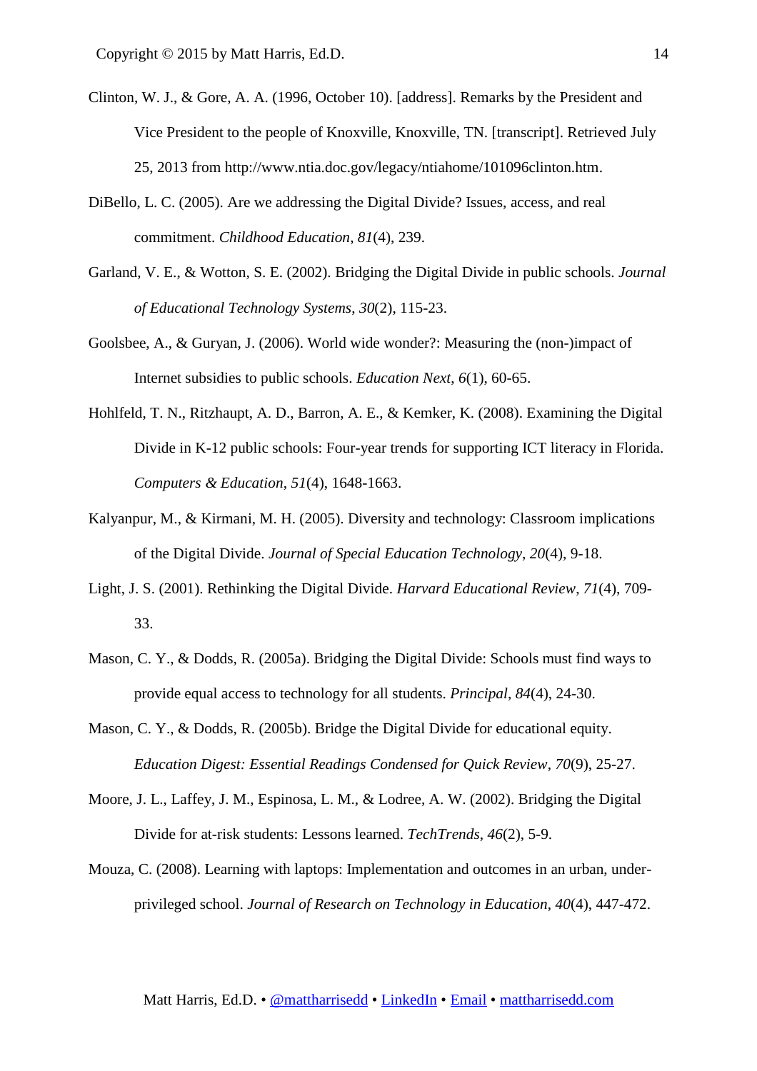Clinton, W. J., & Gore, A. A. (1996, October 10). [address]. Remarks by the President and Vice President to the people of Knoxville, Knoxville, TN. [transcript]. Retrieved July 25, 2013 from http://www.ntia.doc.gov/legacy/ntiahome/101096clinton.htm.

DiBello, L. C. (2005). Are we addressing the Digital Divide? Issues, access, and real commitment. *Childhood Education*, *81*(4), 239.

Garland, V. E., & Wotton, S. E. (2002). Bridging the Digital Divide in public schools. *Journal of Educational Technology Systems*, *30*(2), 115-23.

Goolsbee, A., & Guryan, J. (2006). World wide wonder?: Measuring the (non-)impact of Internet subsidies to public schools. *Education Next*, *6*(1), 60-65.

Hohlfeld, T. N., Ritzhaupt, A. D., Barron, A. E., & Kemker, K. (2008). Examining the Digital Divide in K-12 public schools: Four-year trends for supporting ICT literacy in Florida. *Computers & Education*, *51*(4), 1648-1663.

Kalyanpur, M., & Kirmani, M. H. (2005). Diversity and technology: Classroom implications of the Digital Divide. *Journal of Special Education Technology*, *20*(4), 9-18.

Light, J. S. (2001). Rethinking the Digital Divide. *Harvard Educational Review*, *71*(4), 709-33.

Mason, C. Y., & Dodds, R. (2005a). Bridging the Digital Divide: Schools must find ways to provide equal access to technology for all students. *Principal*, *84*(4), 24-30.

Mason, C. Y., & Dodds, R. (2005b). Bridge the Digital Divide for educational equity. *Education Digest: Essential Readings Condensed for Quick Review*, *70*(9), 25-27.

Moore, J. L., Laffey, J. M., Espinosa, L. M., & Lodree, A. W. (2002). Bridging the Digital Divide for at-risk students: Lessons learned. *TechTrends*, *46*(2), 5-9.

Mouza, C. (2008). Learning with laptops: Implementation and outcomes in an urban, under-privileged school. *Journal of Research on Technology in Education*, *40*(4), 447-472.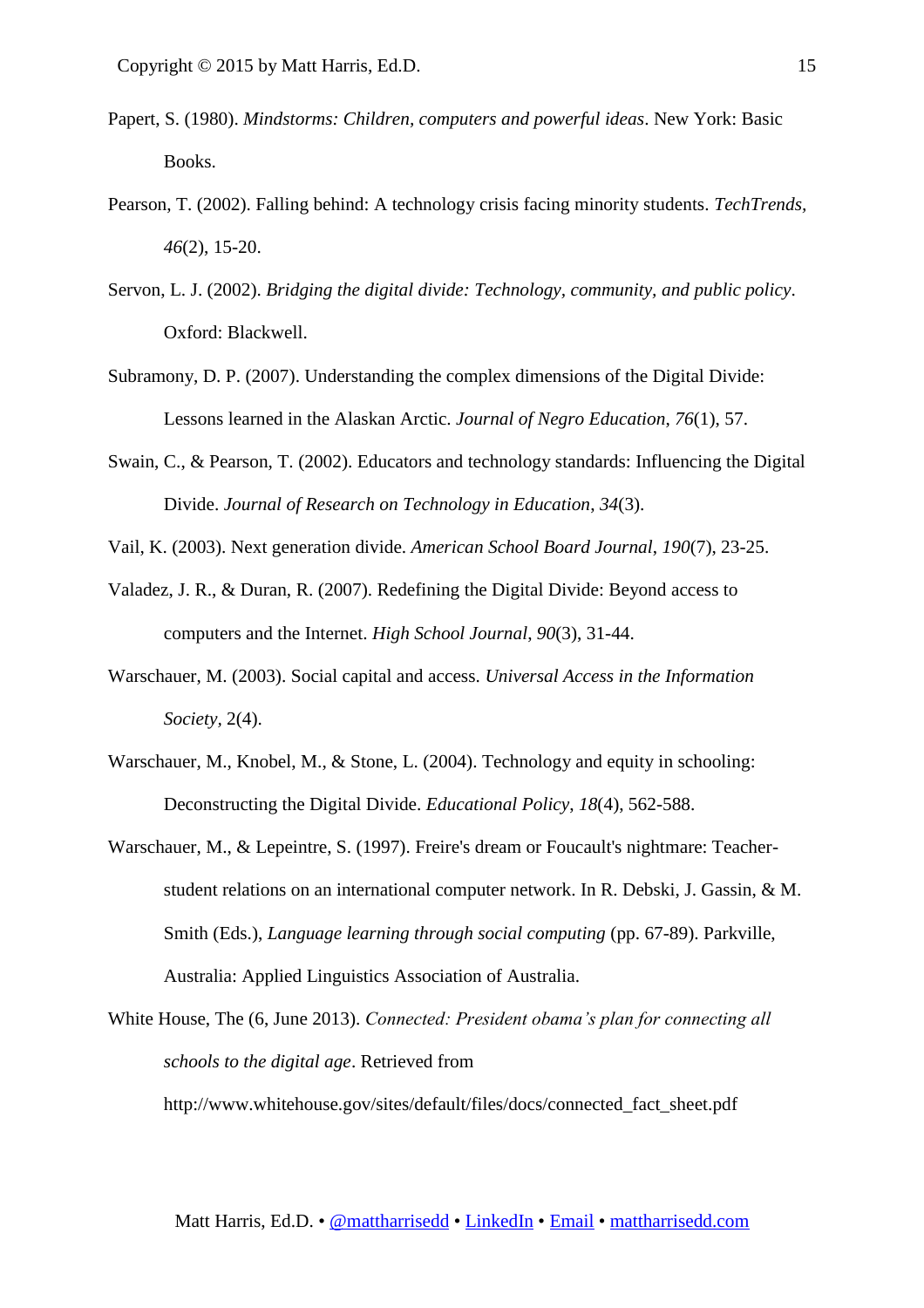Papert, S. (1980). *Mindstorms: Children, computers and powerful ideas*. New York: Basic Books.

Pearson, T. (2002). Falling behind: A technology crisis facing minority students. *TechTrends, 46*(2), 15-20.

Servon, L. J. (2002). *Bridging the digital divide: Technology, community, and public policy*. Oxford: Blackwell.

Subramony, D. P. (2007). Understanding the complex dimensions of the Digital Divide: Lessons learned in the Alaskan Arctic. *Journal of Negro Education, 76*(1), 57.

Swain, C., & Pearson, T. (2002). Educators and technology standards: Influencing the Digital Divide. *Journal of Research on Technology in Education, 34*(3).

Vail, K. (2003). Next generation divide. *American School Board Journal, 190*(7), 23-25.

Valadez, J. R., & Duran, R. (2007). Redefining the Digital Divide: Beyond access to computers and the Internet. *High School Journal, 90*(3), 31-44.

Warschauer, M. (2003). Social capital and access. *Universal Access in the Information Society*, 2(4).

Warschauer, M., Knobel, M., & Stone, L. (2004). Technology and equity in schooling: Deconstructing the Digital Divide. *Educational Policy, 18*(4), 562-588.

Warschauer, M., & Lepeintre, S. (1997). Freire's dream or Foucault's nightmare: Teacher-student relations on an international computer network. In R. Debski, J. Gassin, & M. Smith (Eds.), *Language learning through social computing* (pp. 67-89). Parkville, Australia: Applied Linguistics Association of Australia.

White House, The (6, June 2013). *Connected: President obama's plan for connecting all schools to the digital age*. Retrieved from http://www.whitehouse.gov/sites/default/files/docs/connected_fact_sheet.pdf